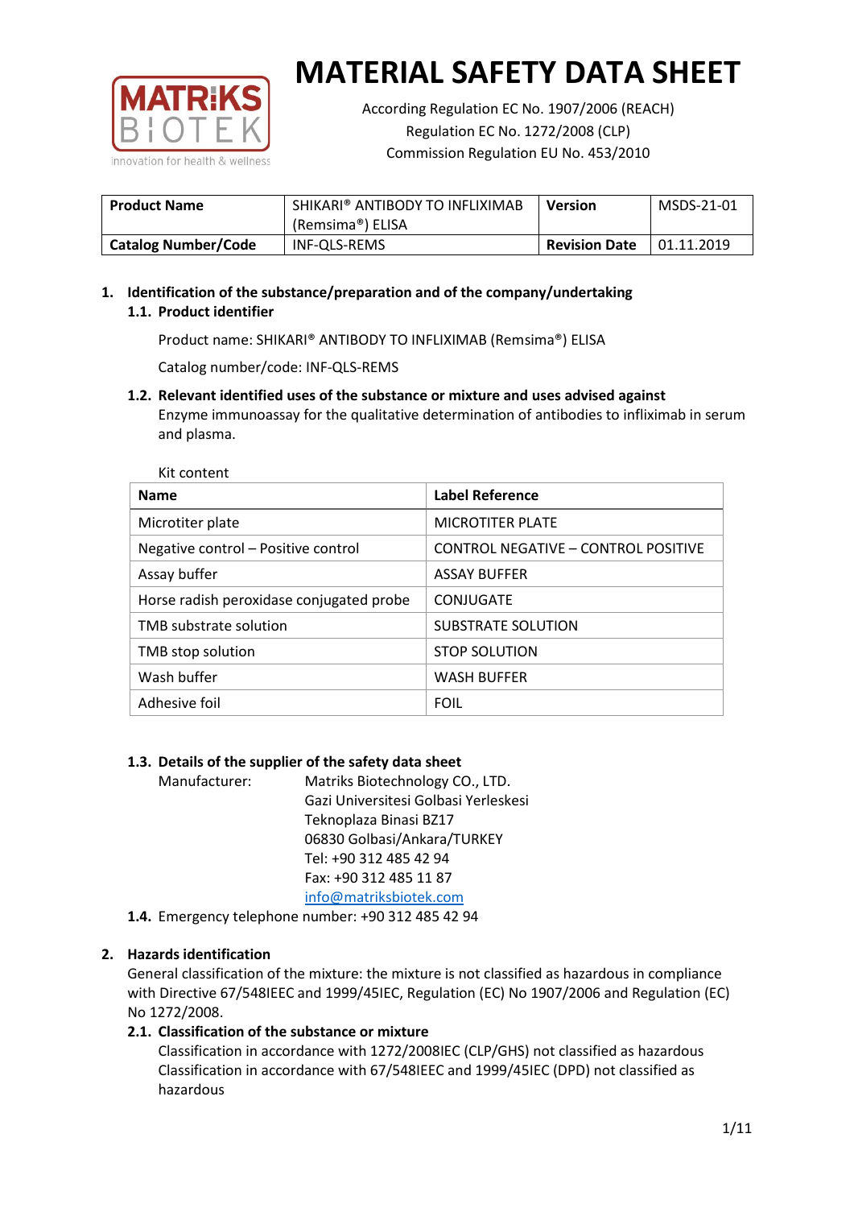# MATERIAL SAFETY DATA SHEET

According Regulation EC No. 1907/2006 (REACH)
Regulation EC No. 1272/2008 (CLP)
Commission Regulation EU No. 453/2010

| **Product Name** | SHIKARI® ANTIBODY TO INFLIXIMAB (Remsima®) ELISA | **Version** | MSDS-21-01 |
|---|---|---|---|
| **Catalog Number/Code** | INF-QLS-REMS | **Revision Date** | 01.11.2019 |

## 1. Identification of the substance/preparation and of the company/undertaking

### 1.1. Product identifier

Product name: SHIKARI® ANTIBODY TO INFLIXIMAB (Remsima®) ELISA

Catalog number/code: INF-QLS-REMS

### 1.2. Relevant identified uses of the substance or mixture and uses advised against

Enzyme immunoassay for the qualitative determination of antibodies to infliximab in serum and plasma.

Kit content

| Name | Label Reference |
|---|---|
| Microtiter plate | MICROTITER PLATE |
| Negative control – Positive control | CONTROL NEGATIVE – CONTROL POSITIVE |
| Assay buffer | ASSAY BUFFER |
| Horse radish peroxidase conjugated probe | CONJUGATE |
| TMB substrate solution | SUBSTRATE SOLUTION |
| TMB stop solution | STOP SOLUTION |
| Wash buffer | WASH BUFFER |
| Adhesive foil | FOIL |

### 1.3. Details of the supplier of the safety data sheet

Manufacturer: Matriks Biotechnology CO., LTD.
Gazi Universitesi Golbasi Yerleskesi
Teknoplaza Binasi BZ17
06830 Golbasi/Ankara/TURKEY
Tel: +90 312 485 42 94
Fax: +90 312 485 11 87
info@matriksbiotek.com

### 1.4. Emergency telephone number: +90 312 485 42 94

## 2. Hazards identification

General classification of the mixture: the mixture is not classified as hazardous in compliance with Directive 67/548IEEC and 1999/45IEC, Regulation (EC) No 1907/2006 and Regulation (EC) No 1272/2008.

### 2.1. Classification of the substance or mixture

Classification in accordance with 1272/2008IEC (CLP/GHS) not classified as hazardous
Classification in accordance with 67/548IEEC and 1999/45IEC (DPD) not classified as hazardous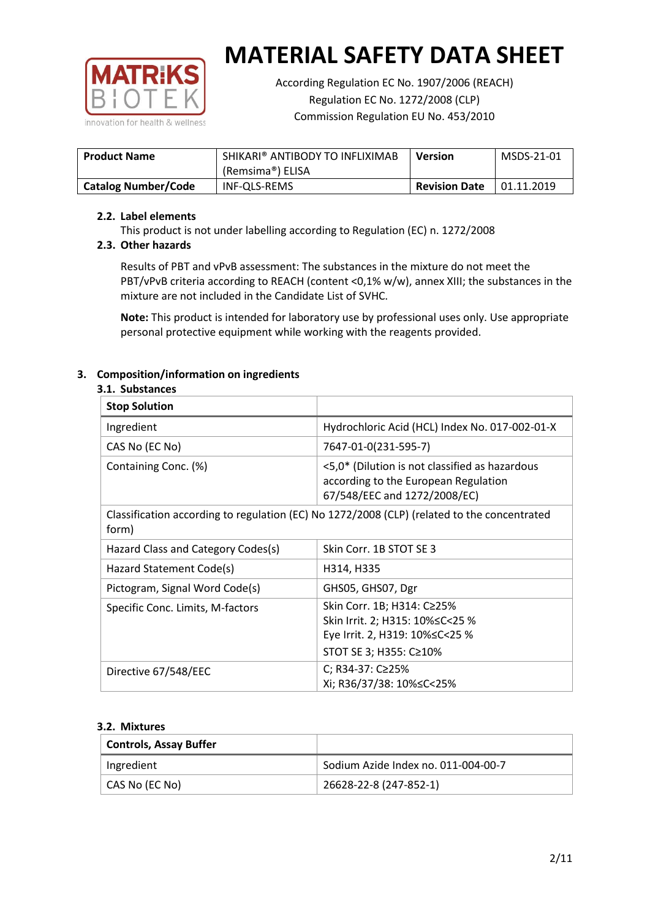# MATERIAL SAFETY DATA SHEET

According Regulation EC No. 1907/2006 (REACH)
Regulation EC No. 1272/2008 (CLP)
Commission Regulation EU No. 453/2010

| **Product Name** | SHIKARI® ANTIBODY TO INFLIXIMAB (Remsima®) ELISA | **Version** | MSDS-21-01 |
|---|---|---|---|
| **Catalog Number/Code** | INF-QLS-REMS | **Revision Date** | 01.11.2019 |

### 2.2. Label elements

This product is not under labelling according to Regulation (EC) n. 1272/2008

### 2.3. Other hazards

Results of PBT and vPvB assessment: The substances in the mixture do not meet the PBT/vPvB criteria according to REACH (content <0,1% w/w), annex XIII; the substances in the mixture are not included in the Candidate List of SVHC.

**Note:** This product is intended for laboratory use by professional uses only. Use appropriate personal protective equipment while working with the reagents provided.

## 3. Composition/information on ingredients

### 3.1. Substances

| **Stop Solution** | |
|---|---|
| Ingredient | Hydrochloric Acid (HCL) Index No. 017-002-01-X |
| CAS No (EC No) | 7647-01-0(231-595-7) |
| Containing Conc. (%) | <5,0* (Dilution is not classified as hazardous according to the European Regulation 67/548/EEC and 1272/2008/EC) |
| Classification according to regulation (EC) No 1272/2008 (CLP) (related to the concentrated form) | |
| Hazard Class and Category Codes(s) | Skin Corr. 1B STOT SE 3 |
| Hazard Statement Code(s) | H314, H335 |
| Pictogram, Signal Word Code(s) | GHS05, GHS07, Dgr |
| Specific Conc. Limits, M-factors | Skin Corr. 1B; H314: C≥25%<br>Skin Irrit. 2; H315: 10%≤C<25 %<br>Eye Irrit. 2, H319: 10%≤C<25 %<br>STOT SE 3; H355: C≥10% |
| Directive 67/548/EEC | C; R34-37: C≥25%<br>Xi; R36/37/38: 10%≤C<25% |

### 3.2. Mixtures

| **Controls, Assay Buffer** | |
|---|---|
| Ingredient | Sodium Azide Index no. 011-004-00-7 |
| CAS No (EC No) | 26628-22-8 (247-852-1) |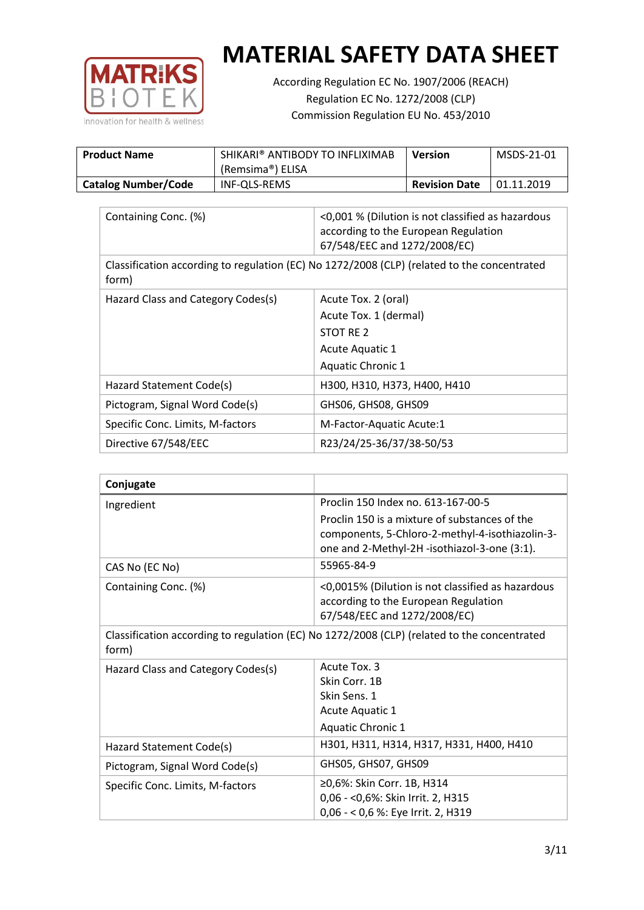# MATERIAL SAFETY DATA SHEET

According Regulation EC No. 1907/2006 (REACH)
Regulation EC No. 1272/2008 (CLP)
Commission Regulation EU No. 453/2010

| **Product Name** | SHIKARI® ANTIBODY TO INFLIXIMAB (Remsima®) ELISA | **Version** | MSDS-21-01 |
|---|---|---|---|
| **Catalog Number/Code** | INF-QLS-REMS | **Revision Date** | 01.11.2019 |

| Containing Conc. (%) | <0,001 % (Dilution is not classified as hazardous according to the European Regulation 67/548/EEC and 1272/2008/EC) |
|---|---|
| Classification according to regulation (EC) No 1272/2008 (CLP) (related to the concentrated form) | |
| Hazard Class and Category Codes(s) | Acute Tox. 2 (oral)<br>Acute Tox. 1 (dermal)<br>STOT RE 2<br>Acute Aquatic 1<br>Aquatic Chronic 1 |
| Hazard Statement Code(s) | H300, H310, H373, H400, H410 |
| Pictogram, Signal Word Code(s) | GHS06, GHS08, GHS09 |
| Specific Conc. Limits, M-factors | M-Factor-Aquatic Acute:1 |
| Directive 67/548/EEC | R23/24/25-36/37/38-50/53 |

| **Conjugate** | |
|---|---|
| Ingredient | Proclin 150 Index no. 613-167-00-5<br>Proclin 150 is a mixture of substances of the components, 5-Chloro-2-methyl-4-isothiazolin-3-one and 2-Methyl-2H -isothiazol-3-one (3:1). |
| CAS No (EC No) | 55965-84-9 |
| Containing Conc. (%) | <0,0015% (Dilution is not classified as hazardous according to the European Regulation 67/548/EEC and 1272/2008/EC) |
| Classification according to regulation (EC) No 1272/2008 (CLP) (related to the concentrated form) | |
| Hazard Class and Category Codes(s) | Acute Tox. 3<br>Skin Corr. 1B<br>Skin Sens. 1<br>Acute Aquatic 1<br>Aquatic Chronic 1 |
| Hazard Statement Code(s) | H301, H311, H314, H317, H331, H400, H410 |
| Pictogram, Signal Word Code(s) | GHS05, GHS07, GHS09 |
| Specific Conc. Limits, M-factors | ≥0,6%: Skin Corr. 1B, H314<br>0,06 - <0,6%: Skin Irrit. 2, H315<br>0,06 - < 0,6 %: Eye Irrit. 2, H319 |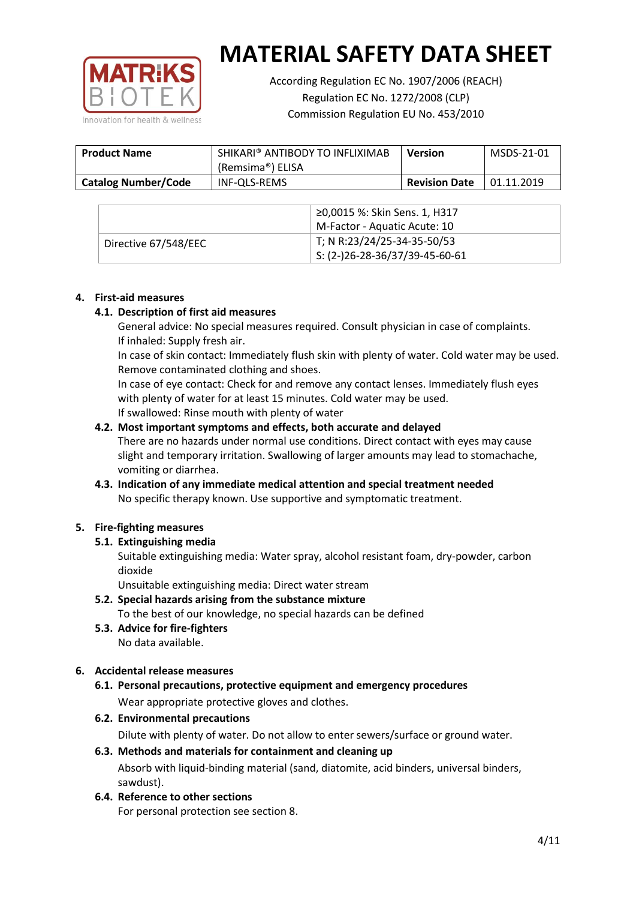# MATERIAL SAFETY DATA SHEET

According Regulation EC No. 1907/2006 (REACH)
Regulation EC No. 1272/2008 (CLP)
Commission Regulation EU No. 453/2010

| **Product Name** | SHIKARI® ANTIBODY TO INFLIXIMAB (Remsima®) ELISA | **Version** | MSDS-21-01 |
|---|---|---|---|
| **Catalog Number/Code** | INF-QLS-REMS | **Revision Date** | 01.11.2019 |

| | |
|---|---|
| | ≥0,0015 %: Skin Sens. 1, H317<br>M-Factor - Aquatic Acute: 10 |
| Directive 67/548/EEC | T; N R:23/24/25-34-35-50/53<br>S: (2-)26-28-36/37/39-45-60-61 |

## 4. First-aid measures

### 4.1. Description of first aid measures

General advice: No special measures required. Consult physician in case of complaints.
If inhaled: Supply fresh air.
In case of skin contact: Immediately flush skin with plenty of water. Cold water may be used. Remove contaminated clothing and shoes.
In case of eye contact: Check for and remove any contact lenses. Immediately flush eyes with plenty of water for at least 15 minutes. Cold water may be used.
If swallowed: Rinse mouth with plenty of water

### 4.2. Most important symptoms and effects, both accurate and delayed

There are no hazards under normal use conditions. Direct contact with eyes may cause slight and temporary irritation. Swallowing of larger amounts may lead to stomachache, vomiting or diarrhea.

### 4.3. Indication of any immediate medical attention and special treatment needed

No specific therapy known. Use supportive and symptomatic treatment.

## 5. Fire-fighting measures

### 5.1. Extinguishing media

Suitable extinguishing media: Water spray, alcohol resistant foam, dry-powder, carbon dioxide
Unsuitable extinguishing media: Direct water stream

### 5.2. Special hazards arising from the substance mixture

To the best of our knowledge, no special hazards can be defined

### 5.3. Advice for fire-fighters

No data available.

## 6. Accidental release measures

### 6.1. Personal precautions, protective equipment and emergency procedures

Wear appropriate protective gloves and clothes.

### 6.2. Environmental precautions

Dilute with plenty of water. Do not allow to enter sewers/surface or ground water.

### 6.3. Methods and materials for containment and cleaning up

Absorb with liquid-binding material (sand, diatomite, acid binders, universal binders, sawdust).

### 6.4. Reference to other sections

For personal protection see section 8.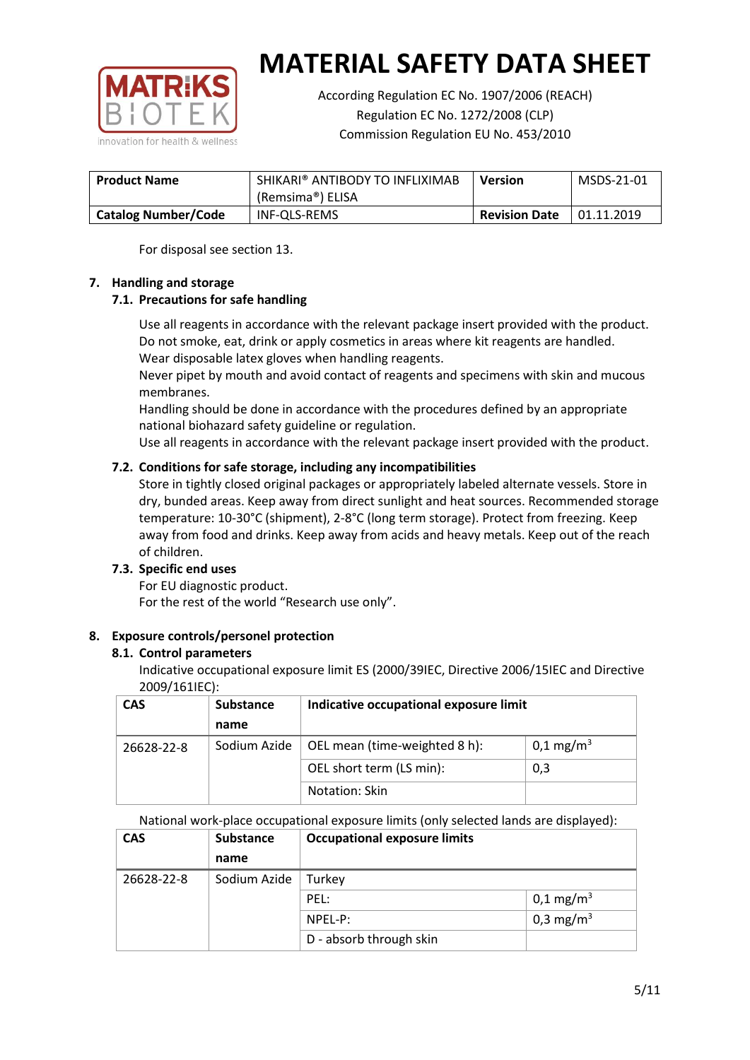For disposal see section 13.

## 7. Handling and storage

### 7.1. Precautions for safe handling

Use all reagents in accordance with the relevant package insert provided with the product.
Do not smoke, eat, drink or apply cosmetics in areas where kit reagents are handled.
Wear disposable latex gloves when handling reagents.
Never pipet by mouth and avoid contact of reagents and specimens with skin and mucous membranes.
Handling should be done in accordance with the procedures defined by an appropriate national biohazard safety guideline or regulation.
Use all reagents in accordance with the relevant package insert provided with the product.

### 7.2. Conditions for safe storage, including any incompatibilities

Store in tightly closed original packages or appropriately labeled alternate vessels. Store in dry, bunded areas. Keep away from direct sunlight and heat sources. Recommended storage temperature: 10-30°C (shipment), 2-8°C (long term storage). Protect from freezing. Keep away from food and drinks. Keep away from acids and heavy metals. Keep out of the reach of children.

### 7.3. Specific end uses

For EU diagnostic product.
For the rest of the world "Research use only".

## 8. Exposure controls/personel protection

### 8.1. Control parameters

Indicative occupational exposure limit ES (2000/39IEC, Directive 2006/15IEC and Directive 2009/161IEC):

| CAS | Substance name | Indicative occupational exposure limit | |
|---|---|---|---|
| 26628-22-8 | Sodium Azide | OEL mean (time-weighted 8 h): | 0,1 mg/m$^3$ |
| | | OEL short term (LS min): | 0,3 |
| | | Notation: Skin | |

National work-place occupational exposure limits (only selected lands are displayed):

| CAS | Substance name | Occupational exposure limits | |
|---|---|---|---|
| 26628-22-8 | Sodium Azide | Turkey | |
| | | PEL: | 0,1 mg/m$^3$ |
| | | NPEL-P: | 0,3 mg/m$^3$ |
| | | D - absorb through skin | |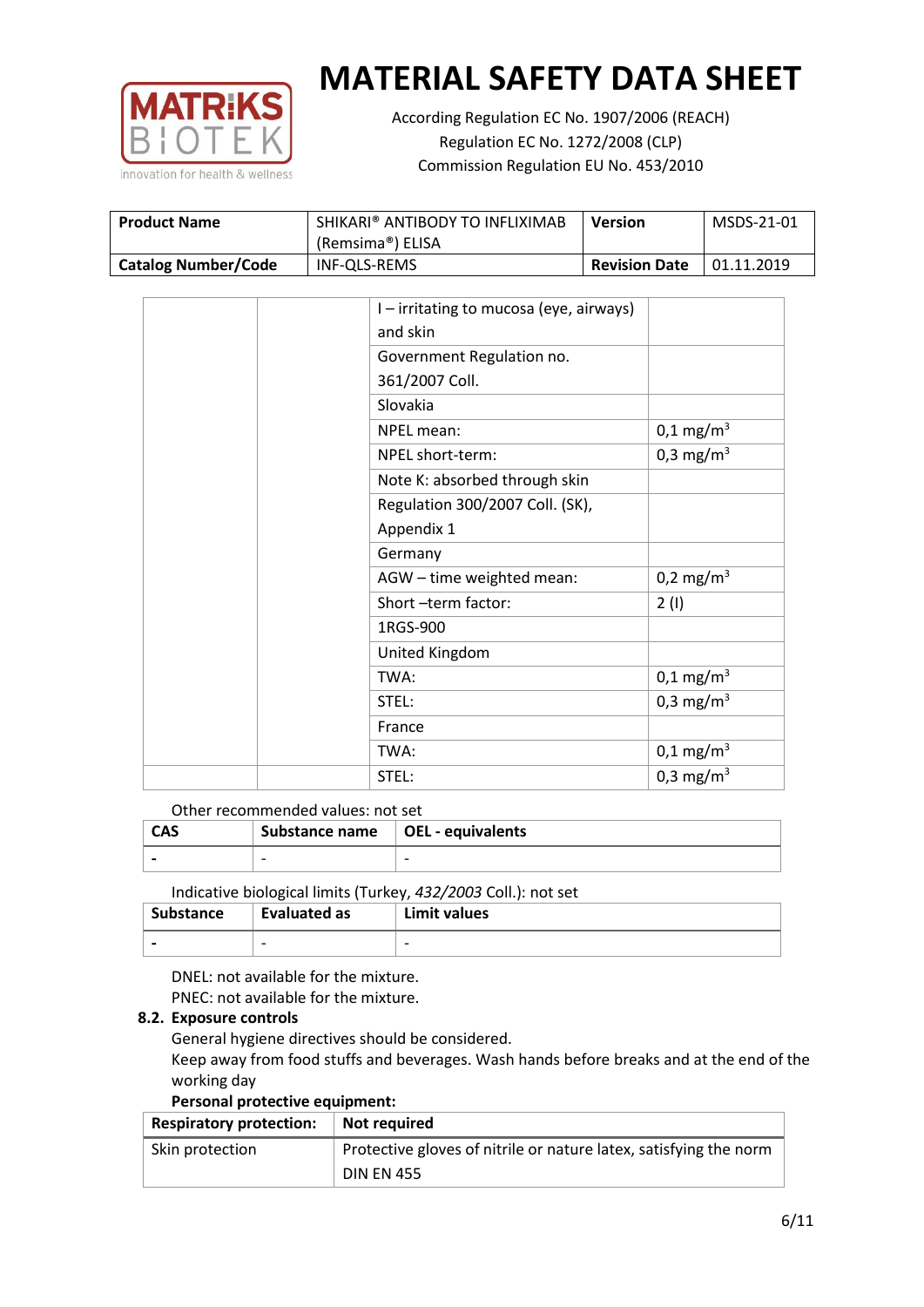| Product Name | SHIKARI® ANTIBODY TO INFLIXIMAB (Remsima®) ELISA | Version | MSDS-21-01 |
|---|---|---|---|
| Catalog Number/Code | INF-QLS-REMS | Revision Date | 01.11.2019 |

| | | | |
|---|---|---|---|
| | | I – irritating to mucosa (eye, airways) and skin | |
| | | Government Regulation no. 361/2007 Coll. | |
| | | Slovakia | |
| | | NPEL mean: | 0,1 mg/m$^3$ |
| | | NPEL short-term: | 0,3 mg/m$^3$ |
| | | Note K: absorbed through skin | |
| | | Regulation 300/2007 Coll. (SK), Appendix 1 | |
| | | Germany | |
| | | AGW – time weighted mean: | 0,2 mg/m$^3$ |
| | | Short –term factor: | 2 (I) |
| | | 1RGS-900 | |
| | | United Kingdom | |
| | | TWA: | 0,1 mg/m$^3$ |
| | | STEL: | 0,3 mg/m$^3$ |
| | | France | |
| | | TWA: | 0,1 mg/m$^3$ |
| | | STEL: | 0,3 mg/m$^3$ |

Other recommended values: not set

| CAS | Substance name | OEL - equivalents |
|---|---|---|
| - | - | - |

Indicative biological limits (Turkey, *432/2003* Coll.): not set

| Substance | Evaluated as | Limit values |
|---|---|---|
| - | - | - |

DNEL: not available for the mixture.
PNEC: not available for the mixture.

### 8.2. Exposure controls

General hygiene directives should be considered.
Keep away from food stuffs and beverages. Wash hands before breaks and at the end of the working day

**Personal protective equipment:**

| Respiratory protection: | Not required |
|---|---|
| Skin protection | Protective gloves of nitrile or nature latex, satisfying the norm DIN EN 455 |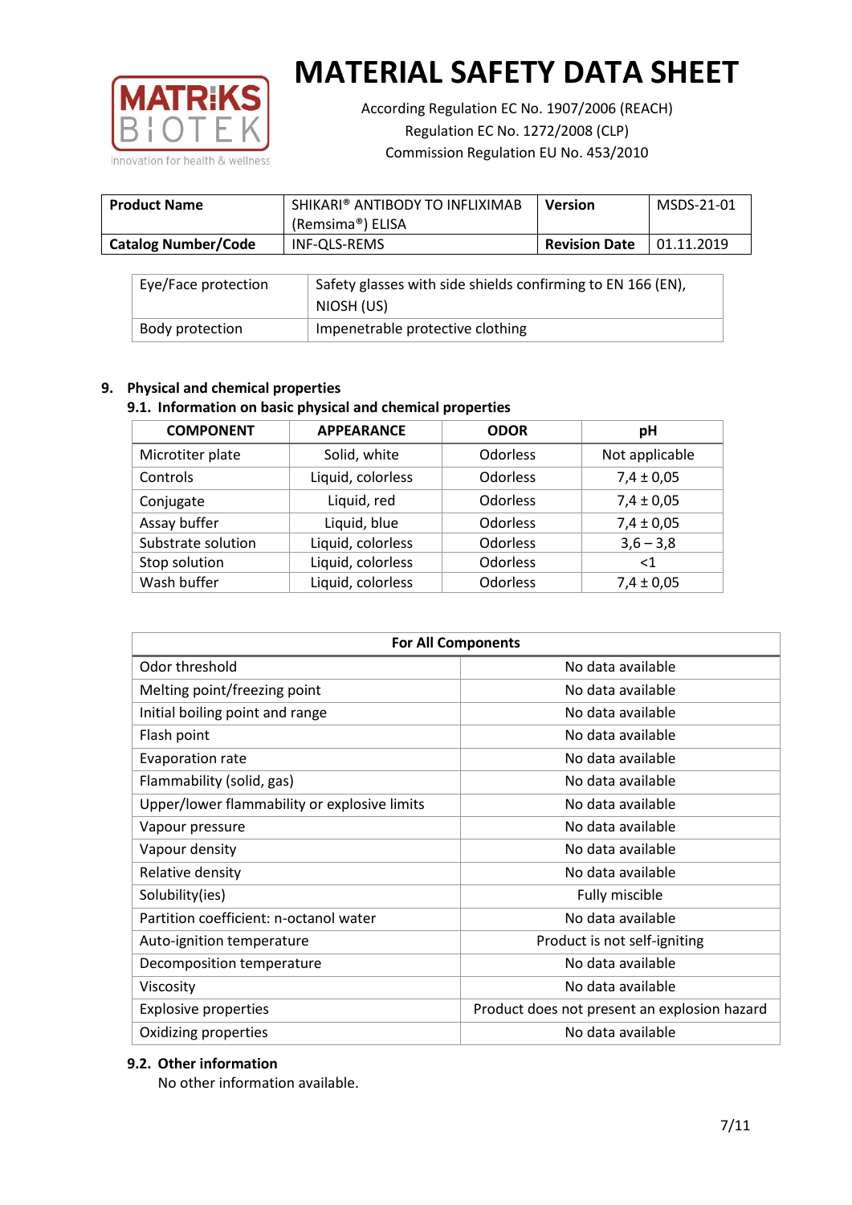# MATERIAL SAFETY DATA SHEET

According Regulation EC No. 1907/2006 (REACH)
Regulation EC No. 1272/2008 (CLP)
Commission Regulation EU No. 453/2010

| **Product Name** | SHIKARI® ANTIBODY TO INFLIXIMAB (Remsima®) ELISA | **Version** | MSDS-21-01 |
|---|---|---|---|
| **Catalog Number/Code** | INF-QLS-REMS | **Revision Date** | 01.11.2019 |

| Eye/Face protection | Safety glasses with side shields confirming to EN 166 (EN), NIOSH (US) |
|---|---|
| Body protection | Impenetrable protective clothing |

## 9. Physical and chemical properties

### 9.1. Information on basic physical and chemical properties

| COMPONENT | APPEARANCE | ODOR | pH |
|---|---|---|---|
| Microtiter plate | Solid, white | Odorless | Not applicable |
| Controls | Liquid, colorless | Odorless | 7,4 ± 0,05 |
| Conjugate | Liquid, red | Odorless | 7,4 ± 0,05 |
| Assay buffer | Liquid, blue | Odorless | 7,4 ± 0,05 |
| Substrate solution | Liquid, colorless | Odorless | 3,6 – 3,8 |
| Stop solution | Liquid, colorless | Odorless | <1 |
| Wash buffer | Liquid, colorless | Odorless | 7,4 ± 0,05 |

| **For All Components** | |
|---|---|
| Odor threshold | No data available |
| Melting point/freezing point | No data available |
| Initial boiling point and range | No data available |
| Flash point | No data available |
| Evaporation rate | No data available |
| Flammability (solid, gas) | No data available |
| Upper/lower flammability or explosive limits | No data available |
| Vapour pressure | No data available |
| Vapour density | No data available |
| Relative density | No data available |
| Solubility(ies) | Fully miscible |
| Partition coefficient: n-octanol water | No data available |
| Auto-ignition temperature | Product is not self-igniting |
| Decomposition temperature | No data available |
| Viscosity | No data available |
| Explosive properties | Product does not present an explosion hazard |
| Oxidizing properties | No data available |

### 9.2. Other information

No other information available.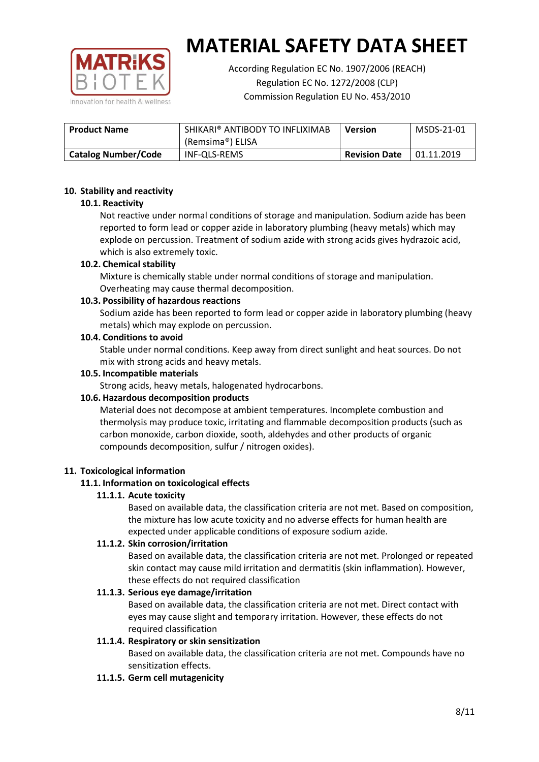# MATERIAL SAFETY DATA SHEET

According Regulation EC No. 1907/2006 (REACH)
Regulation EC No. 1272/2008 (CLP)
Commission Regulation EU No. 453/2010

| Product Name | SHIKARI® ANTIBODY TO INFLIXIMAB (Remsima®) ELISA | Version | MSDS-21-01 |
|---|---|---|---|
| Catalog Number/Code | INF-QLS-REMS | Revision Date | 01.11.2019 |

## 10. Stability and reactivity

### 10.1. Reactivity

Not reactive under normal conditions of storage and manipulation. Sodium azide has been reported to form lead or copper azide in laboratory plumbing (heavy metals) which may explode on percussion. Treatment of sodium azide with strong acids gives hydrazoic acid, which is also extremely toxic.

### 10.2. Chemical stability

Mixture is chemically stable under normal conditions of storage and manipulation. Overheating may cause thermal decomposition.

### 10.3. Possibility of hazardous reactions

Sodium azide has been reported to form lead or copper azide in laboratory plumbing (heavy metals) which may explode on percussion.

### 10.4. Conditions to avoid

Stable under normal conditions. Keep away from direct sunlight and heat sources. Do not mix with strong acids and heavy metals.

### 10.5. Incompatible materials

Strong acids, heavy metals, halogenated hydrocarbons.

### 10.6. Hazardous decomposition products

Material does not decompose at ambient temperatures. Incomplete combustion and thermolysis may produce toxic, irritating and flammable decomposition products (such as carbon monoxide, carbon dioxide, sooth, aldehydes and other products of organic compounds decomposition, sulfur / nitrogen oxides).

## 11. Toxicological information

### 11.1. Information on toxicological effects

#### 11.1.1. Acute toxicity

Based on available data, the classification criteria are not met. Based on composition, the mixture has low acute toxicity and no adverse effects for human health are expected under applicable conditions of exposure sodium azide.

#### 11.1.2. Skin corrosion/irritation

Based on available data, the classification criteria are not met. Prolonged or repeated skin contact may cause mild irritation and dermatitis (skin inflammation). However, these effects do not required classification

#### 11.1.3. Serious eye damage/irritation

Based on available data, the classification criteria are not met. Direct contact with eyes may cause slight and temporary irritation. However, these effects do not required classification

#### 11.1.4. Respiratory or skin sensitization

Based on available data, the classification criteria are not met. Compounds have no sensitization effects.

#### 11.1.5. Germ cell mutagenicity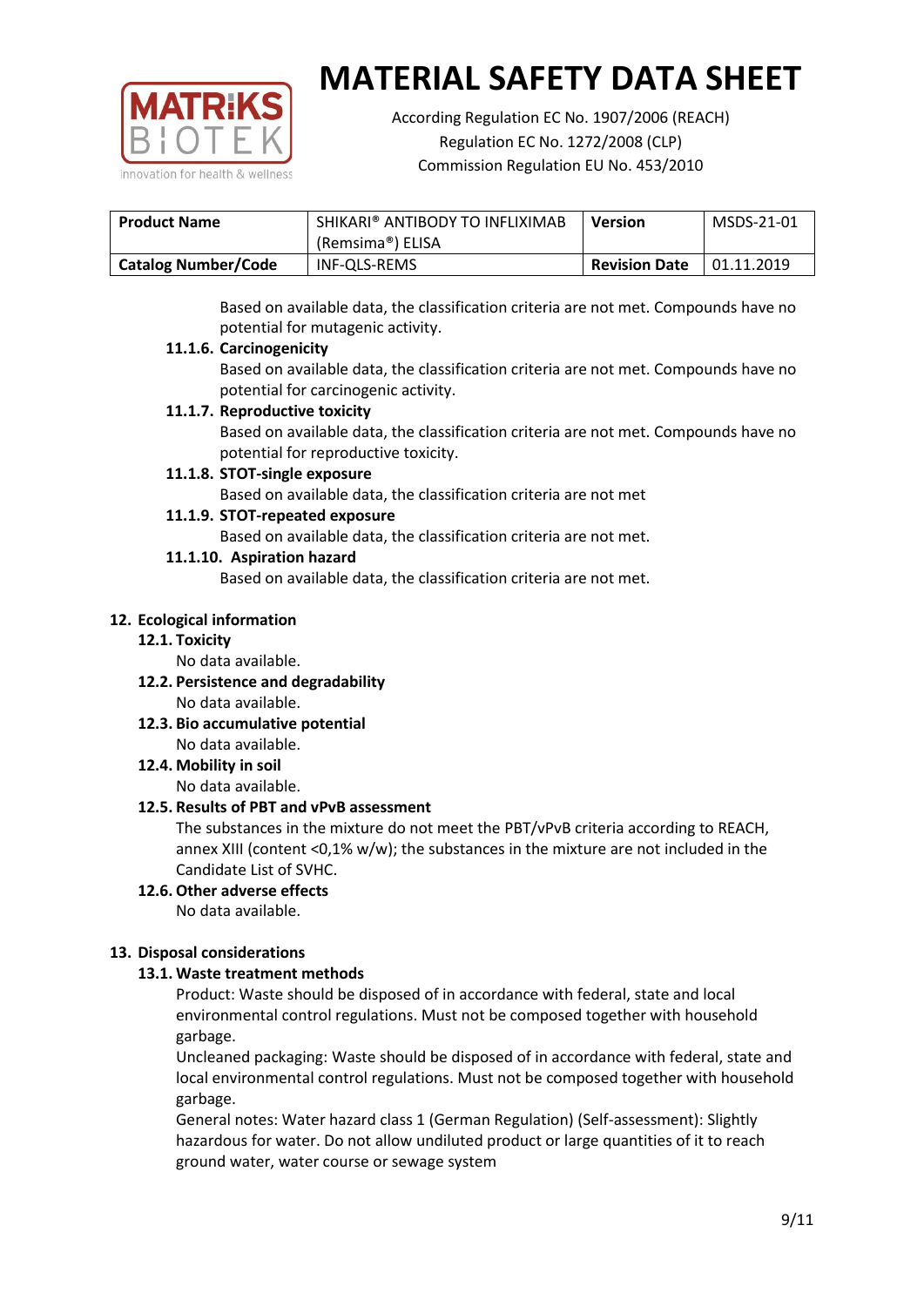Based on available data, the classification criteria are not met. Compounds have no potential for mutagenic activity.

#### 11.1.6. Carcinogenicity

Based on available data, the classification criteria are not met. Compounds have no potential for carcinogenic activity.

#### 11.1.7. Reproductive toxicity

Based on available data, the classification criteria are not met. Compounds have no potential for reproductive toxicity.

#### 11.1.8. STOT-single exposure

Based on available data, the classification criteria are not met

#### 11.1.9. STOT-repeated exposure

Based on available data, the classification criteria are not met.

#### 11.1.10. Aspiration hazard

Based on available data, the classification criteria are not met.

## 12. Ecological information

### 12.1. Toxicity

No data available.

### 12.2. Persistence and degradability

No data available.

### 12.3. Bio accumulative potential

No data available.

### 12.4. Mobility in soil

No data available.

### 12.5. Results of PBT and vPvB assessment

The substances in the mixture do not meet the PBT/vPvB criteria according to REACH, annex XIII (content <0,1% w/w); the substances in the mixture are not included in the Candidate List of SVHC.

### 12.6. Other adverse effects

No data available.

## 13. Disposal considerations

### 13.1. Waste treatment methods

Product: Waste should be disposed of in accordance with federal, state and local environmental control regulations. Must not be composed together with household garbage.

Uncleaned packaging: Waste should be disposed of in accordance with federal, state and local environmental control regulations. Must not be composed together with household garbage.

General notes: Water hazard class 1 (German Regulation) (Self-assessment): Slightly hazardous for water. Do not allow undiluted product or large quantities of it to reach ground water, water course or sewage system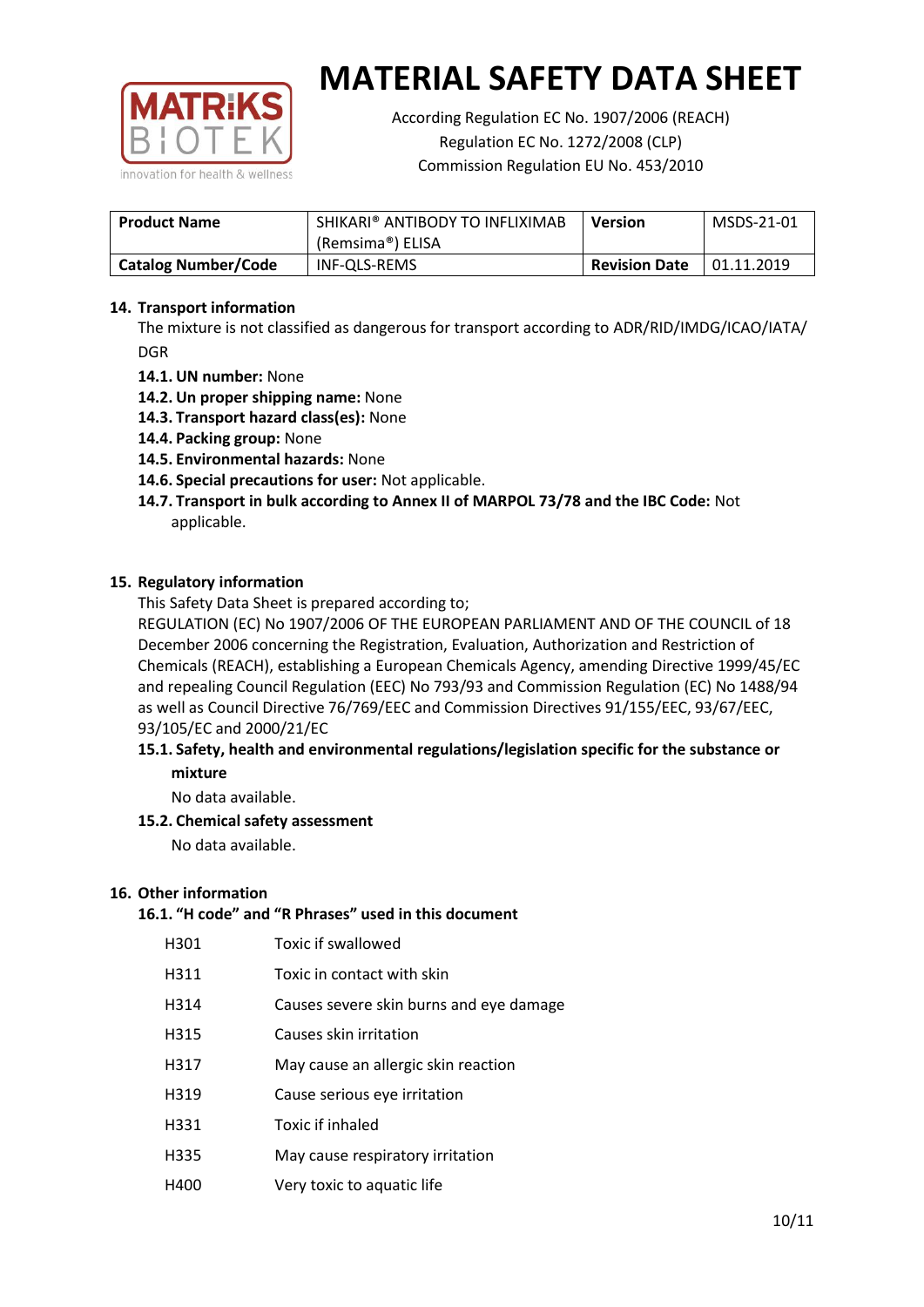# MATERIAL SAFETY DATA SHEET

According Regulation EC No. 1907/2006 (REACH)
Regulation EC No. 1272/2008 (CLP)
Commission Regulation EU No. 453/2010

| **Product Name** | SHIKARI® ANTIBODY TO INFLIXIMAB (Remsima®) ELISA | **Version** | MSDS-21-01 |
|---|---|---|---|
| **Catalog Number/Code** | INF-QLS-REMS | **Revision Date** | 01.11.2019 |

## 14. Transport information

The mixture is not classified as dangerous for transport according to ADR/RID/IMDG/ICAO/IATA/DGR

- **14.1. UN number:** None
- **14.2. Un proper shipping name:** None
- **14.3. Transport hazard class(es):** None
- **14.4. Packing group:** None
- **14.5. Environmental hazards:** None
- **14.6. Special precautions for user:** Not applicable.
- **14.7. Transport in bulk according to Annex II of MARPOL 73/78 and the IBC Code:** Not applicable.

## 15. Regulatory information

This Safety Data Sheet is prepared according to;
REGULATION (EC) No 1907/2006 OF THE EUROPEAN PARLIAMENT AND OF THE COUNCIL of 18 December 2006 concerning the Registration, Evaluation, Authorization and Restriction of Chemicals (REACH), establishing a European Chemicals Agency, amending Directive 1999/45/EC and repealing Council Regulation (EEC) No 793/93 and Commission Regulation (EC) No 1488/94 as well as Council Directive 76/769/EEC and Commission Directives 91/155/EEC, 93/67/EEC, 93/105/EC and 2000/21/EC

### 15.1. Safety, health and environmental regulations/legislation specific for the substance or mixture

No data available.

### 15.2. Chemical safety assessment

No data available.

## 16. Other information

### 16.1. "H code" and "R Phrases" used in this document

| | |
|---|---|
| H301 | Toxic if swallowed |
| H311 | Toxic in contact with skin |
| H314 | Causes severe skin burns and eye damage |
| H315 | Causes skin irritation |
| H317 | May cause an allergic skin reaction |
| H319 | Cause serious eye irritation |
| H331 | Toxic if inhaled |
| H335 | May cause respiratory irritation |
| H400 | Very toxic to aquatic life |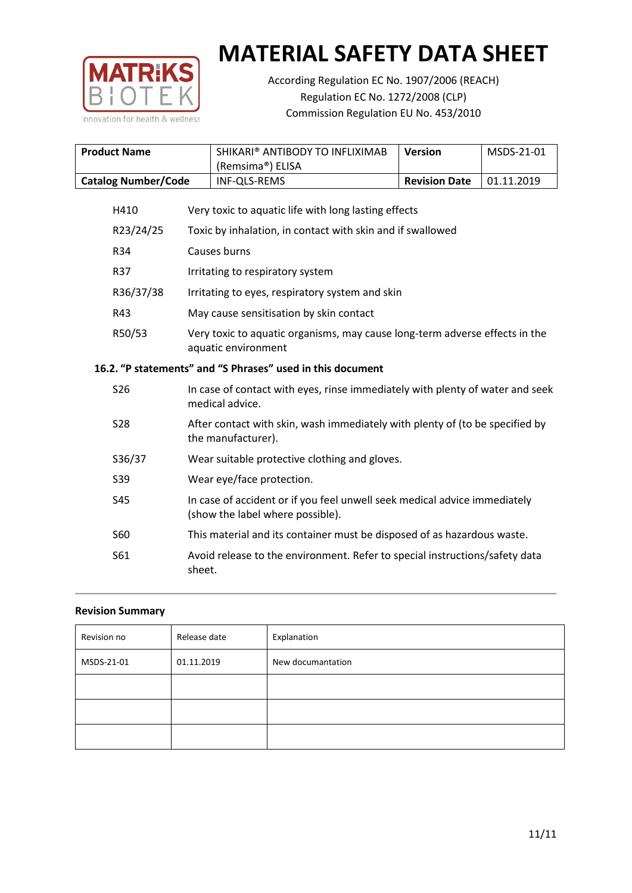| Product Name | SHIKARI® ANTIBODY TO INFLIXIMAB (Remsima®) ELISA | Version | MSDS-21-01 |
|---|---|---|---|
| Catalog Number/Code | INF-QLS-REMS | Revision Date | 01.11.2019 |

| | |
|---|---|
| H410 | Very toxic to aquatic life with long lasting effects |
| R23/24/25 | Toxic by inhalation, in contact with skin and if swallowed |
| R34 | Causes burns |
| R37 | Irritating to respiratory system |
| R36/37/38 | Irritating to eyes, respiratory system and skin |
| R43 | May cause sensitisation by skin contact |
| R50/53 | Very toxic to aquatic organisms, may cause long-term adverse effects in the aquatic environment |

### 16.2. "P statements" and "S Phrases" used in this document

| | |
|---|---|
| S26 | In case of contact with eyes, rinse immediately with plenty of water and seek medical advice. |
| S28 | After contact with skin, wash immediately with plenty of (to be specified by the manufacturer). |
| S36/37 | Wear suitable protective clothing and gloves. |
| S39 | Wear eye/face protection. |
| S45 | In case of accident or if you feel unwell seek medical advice immediately (show the label where possible). |
| S60 | This material and its container must be disposed of as hazardous waste. |
| S61 | Avoid release to the environment. Refer to special instructions/safety data sheet. |

---

**Revision Summary**

| Revision no | Release date | Explanation |
|---|---|---|
| MSDS-21-01 | 01.11.2019 | New documantation |
| | | |
| | | |
| | | |